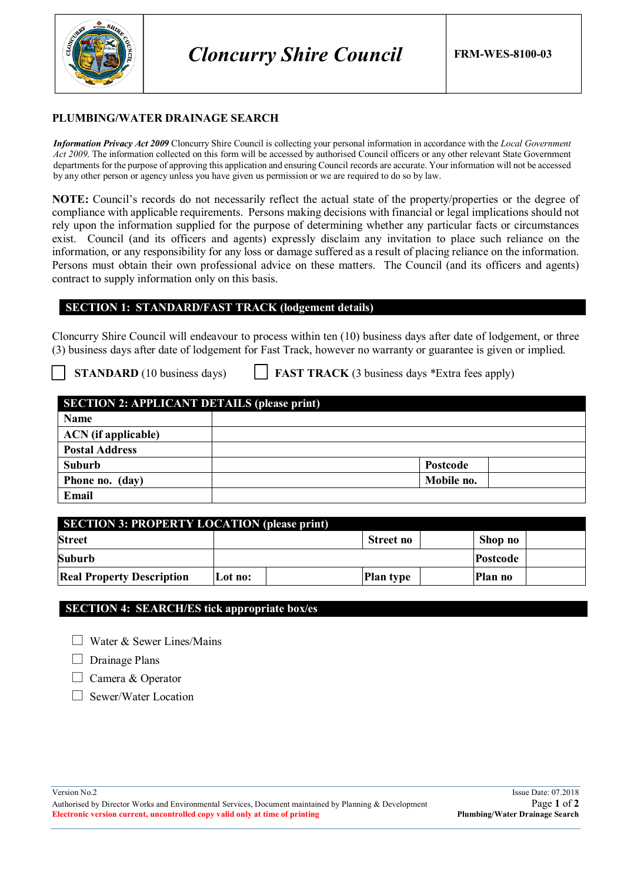| | Cloncurry Shire Council | FRM-WES-8100-03 |
|---|---|---|

## PLUMBING/WATER DRAINAGE SEARCH

***Information Privacy Act 2009*** Cloncurry Shire Council is collecting your personal information in accordance with the *Local Government Act 2009*. The information collected on this form will be accessed by authorised Council officers or any other relevant State Government departments for the purpose of approving this application and ensuring Council records are accurate. Your information will not be accessed by any other person or agency unless you have given us permission or we are required to do so by law.

**NOTE:** Council's records do not necessarily reflect the actual state of the property/properties or the degree of compliance with applicable requirements. Persons making decisions with financial or legal implications should not rely upon the information supplied for the purpose of determining whether any particular facts or circumstances exist. Council (and its officers and agents) expressly disclaim any invitation to place such reliance on the information, or any responsibility for any loss or damage suffered as a result of placing reliance on the information. Persons must obtain their own professional advice on these matters. The Council (and its officers and agents) contract to supply information only on this basis.

### SECTION 1: STANDARD/FAST TRACK (lodgement details)

Cloncurry Shire Council will endeavour to process within ten (10) business days after date of lodgement, or three (3) business days after date of lodgement for Fast Track, however no warranty or guarantee is given or implied.

☐ **STANDARD** (10 business days) ☐ **FAST TRACK** (3 business days *Extra fees apply)

| SECTION 2: APPLICANT DETAILS (please print) | | | |
|---|---|---|---|
| **Name** | | | |
| **ACN (if applicable)** | | | |
| **Postal Address** | | | |
| **Suburb** | | **Postcode** | |
| **Phone no. (day)** | | **Mobile no.** | |
| **Email** | | | |

| SECTION 3: PROPERTY LOCATION (please print) | | | | | | |
|---|---|---|---|---|---|---|
| **Street** | | | **Street no** | | **Shop no** | |
| **Suburb** | | | | | **Postcode** | |
| **Real Property Description** | **Lot no:** | | **Plan type** | | **Plan no** | |

### SECTION 4: SEARCH/ES tick appropriate box/es

- ☐ Water & Sewer Lines/Mains
- ☐ Drainage Plans
- ☐ Camera & Operator
- ☐ Sewer/Water Location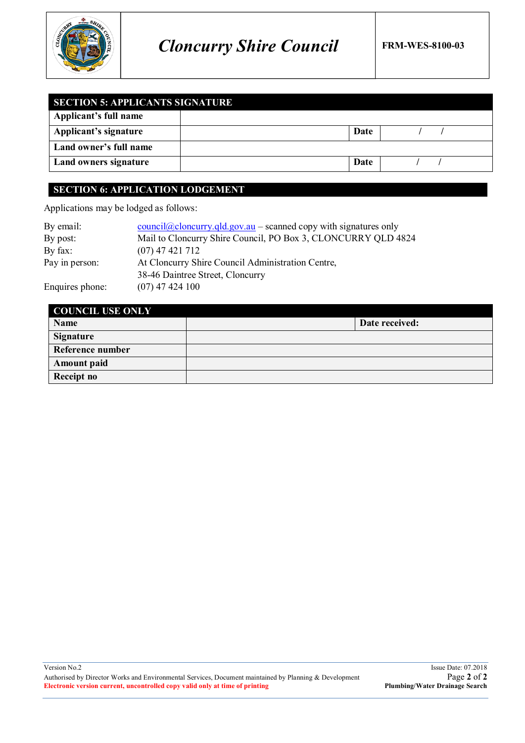**Cloncurry Shire Council** | **FRM-WES-8100-03**

| SECTION 5: APPLICANTS SIGNATURE | | | |
|---|---|---|---|
| **Applicant's full name** | | | |
| **Applicant's signature** | | **Date** | / / |
| **Land owner's full name** | | | |
| **Land owners signature** | | **Date** | / / |

## SECTION 6: APPLICATION LODGEMENT

Applications may be lodged as follows:

| | |
|---|---|
| By email: | council@cloncurry.qld.gov.au – scanned copy with signatures only |
| By post: | Mail to Cloncurry Shire Council, PO Box 3, CLONCURRY QLD 4824 |
| By fax: | (07) 47 421 712 |
| Pay in person: | At Cloncurry Shire Council Administration Centre, 38-46 Daintree Street, Cloncurry |
| Enquires phone: | (07) 47 424 100 |

| COUNCIL USE ONLY | | |
|---|---|---|
| **Name** | | **Date received:** |
| **Signature** | | |
| **Reference number** | | |
| **Amount paid** | | |
| **Receipt no** | | |

Version No.2 Issue Date: 07.2018

Authorised by Director Works and Environmental Services, Document maintained by Planning & Development

**Electronic version current, uncontrolled copy valid only at time of printing**

**Plumbing/Water Drainage Search**